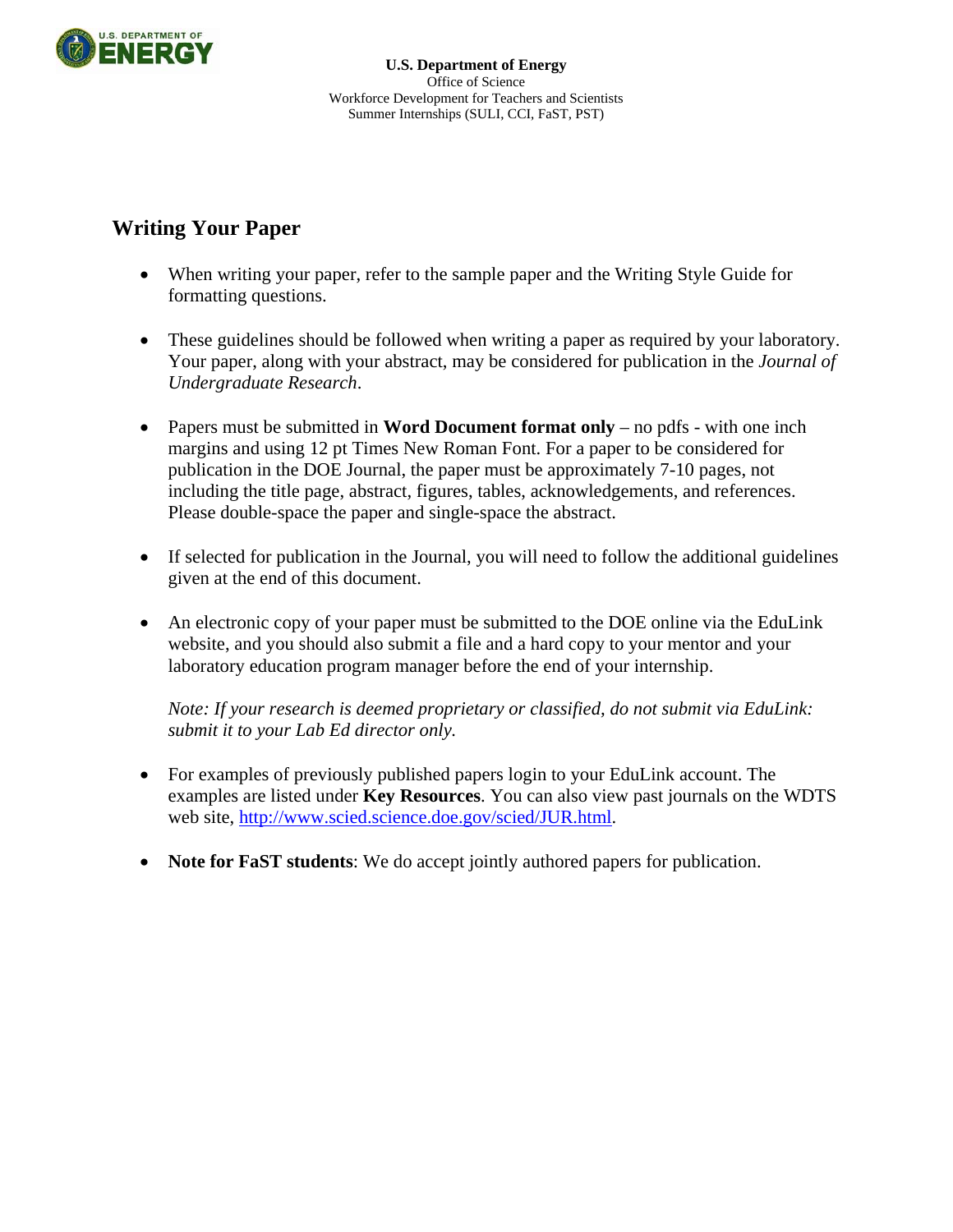**U.S. Department of Energy**
Office of Science
Workforce Development for Teachers and Scientists
Summer Internships (SULI, CCI, FaST, PST)

## Writing Your Paper

- When writing your paper, refer to the sample paper and the Writing Style Guide for formatting questions.

- These guidelines should be followed when writing a paper as required by your laboratory. Your paper, along with your abstract, may be considered for publication in the *Journal of Undergraduate Research*.

- Papers must be submitted in **Word Document format only** – no pdfs - with one inch margins and using 12 pt Times New Roman Font. For a paper to be considered for publication in the DOE Journal, the paper must be approximately 7-10 pages, not including the title page, abstract, figures, tables, acknowledgements, and references. Please double-space the paper and single-space the abstract.

- If selected for publication in the Journal, you will need to follow the additional guidelines given at the end of this document.

- An electronic copy of your paper must be submitted to the DOE online via the EduLink website, and you should also submit a file and a hard copy to your mentor and your laboratory education program manager before the end of your internship.

  *Note: If your research is deemed proprietary or classified, do not submit via EduLink: submit it to your Lab Ed director only.*

- For examples of previously published papers login to your EduLink account. The examples are listed under **Key Resources**. You can also view past journals on the WDTS web site, [http://www.scied.science.doe.gov/scied/JUR.html](http://www.scied.science.doe.gov/scied/JUR.html).

- **Note for FaST students**: We do accept jointly authored papers for publication.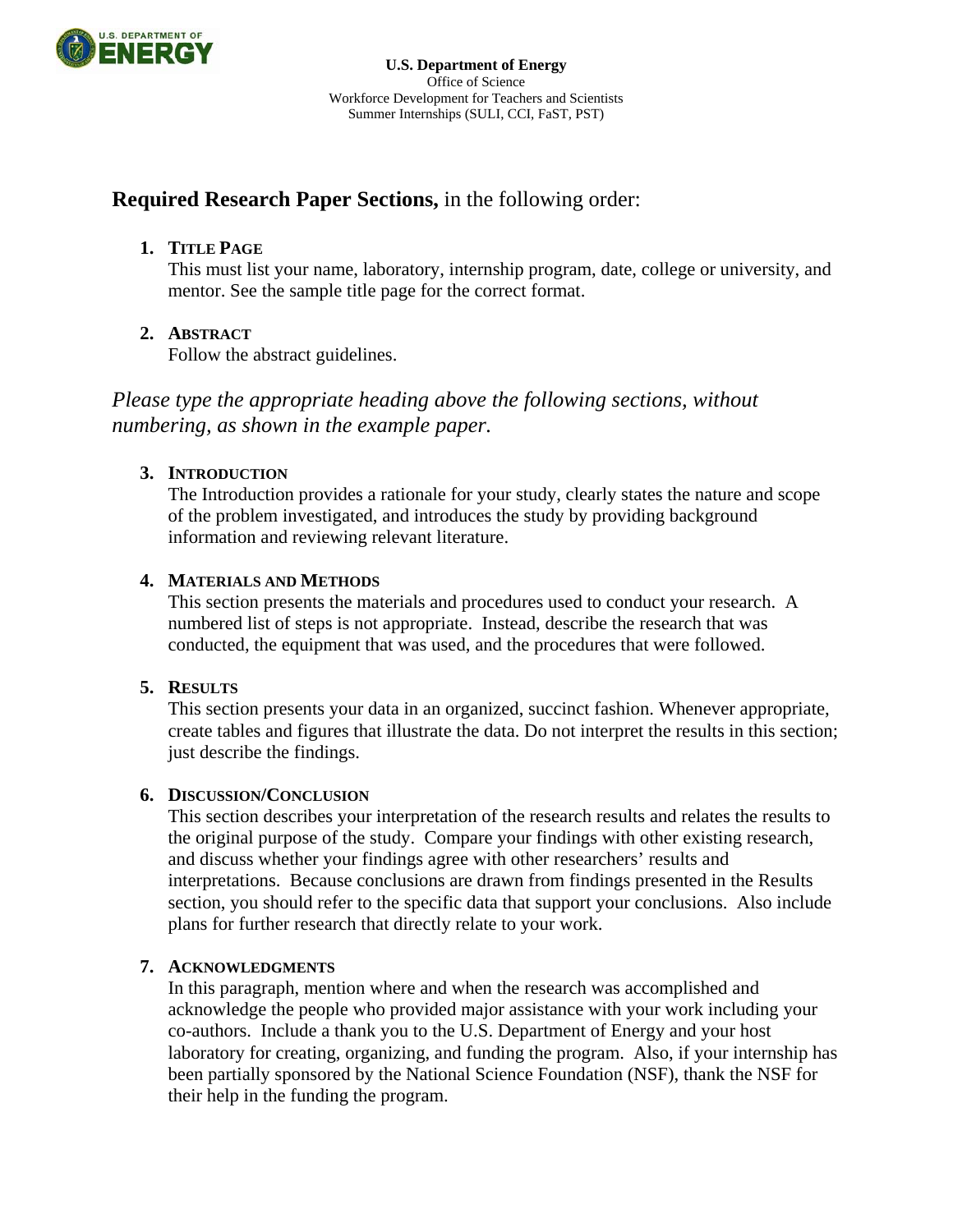**U.S. Department of Energy**
Office of Science
Workforce Development for Teachers and Scientists
Summer Internships (SULI, CCI, FaST, PST)

## **Required Research Paper Sections,** in the following order:

1. **TITLE PAGE**
   This must list your name, laboratory, internship program, date, college or university, and mentor. See the sample title page for the correct format.

2. **ABSTRACT**
   Follow the abstract guidelines.

*Please type the appropriate heading above the following sections, without numbering, as shown in the example paper.*

3. **INTRODUCTION**
   The Introduction provides a rationale for your study, clearly states the nature and scope of the problem investigated, and introduces the study by providing background information and reviewing relevant literature.

4. **MATERIALS AND METHODS**
   This section presents the materials and procedures used to conduct your research. A numbered list of steps is not appropriate. Instead, describe the research that was conducted, the equipment that was used, and the procedures that were followed.

5. **RESULTS**
   This section presents your data in an organized, succinct fashion. Whenever appropriate, create tables and figures that illustrate the data. Do not interpret the results in this section; just describe the findings.

6. **DISCUSSION/CONCLUSION**
   This section describes your interpretation of the research results and relates the results to the original purpose of the study. Compare your findings with other existing research, and discuss whether your findings agree with other researchers' results and interpretations. Because conclusions are drawn from findings presented in the Results section, you should refer to the specific data that support your conclusions. Also include plans for further research that directly relate to your work.

7. **ACKNOWLEDGMENTS**
   In this paragraph, mention where and when the research was accomplished and acknowledge the people who provided major assistance with your work including your co-authors. Include a thank you to the U.S. Department of Energy and your host laboratory for creating, organizing, and funding the program. Also, if your internship has been partially sponsored by the National Science Foundation (NSF), thank the NSF for their help in the funding the program.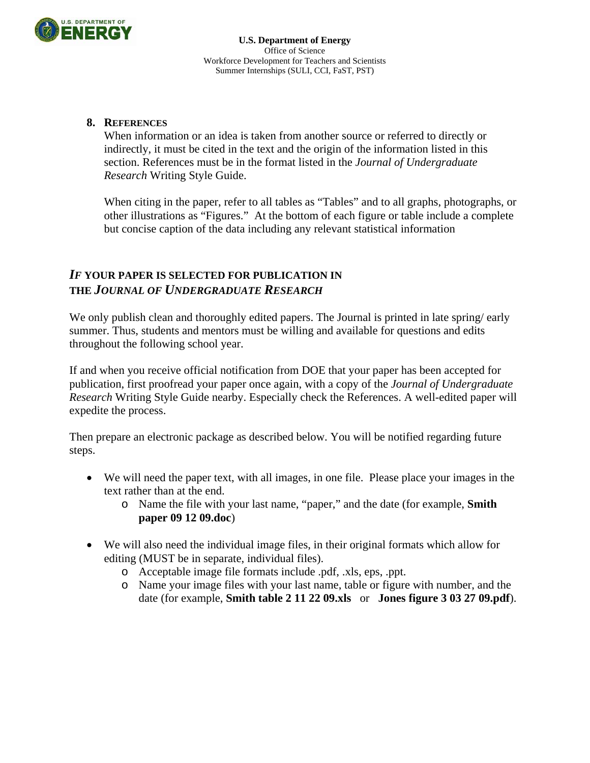8. **REFERENCES**

   When information or an idea is taken from another source or referred to directly or indirectly, it must be cited in the text and the origin of the information listed in this section. References must be in the format listed in the *Journal of Undergraduate Research* Writing Style Guide.

   When citing in the paper, refer to all tables as "Tables" and to all graphs, photographs, or other illustrations as "Figures." At the bottom of each figure or table include a complete but concise caption of the data including any relevant statistical information

## *IF* YOUR PAPER IS SELECTED FOR PUBLICATION IN THE *JOURNAL OF UNDERGRADUATE RESEARCH*

We only publish clean and thoroughly edited papers. The Journal is printed in late spring/ early summer. Thus, students and mentors must be willing and available for questions and edits throughout the following school year.

If and when you receive official notification from DOE that your paper has been accepted for publication, first proofread your paper once again, with a copy of the *Journal of Undergraduate Research* Writing Style Guide nearby. Especially check the References. A well-edited paper will expedite the process.

Then prepare an electronic package as described below. You will be notified regarding future steps.

- We will need the paper text, with all images, in one file. Please place your images in the text rather than at the end.
  - Name the file with your last name, "paper," and the date (for example, **Smith paper 09 12 09.doc**)

- We will also need the individual image files, in their original formats which allow for editing (MUST be in separate, individual files).
  - Acceptable image file formats include .pdf, .xls, eps, .ppt.
  - Name your image files with your last name, table or figure with number, and the date (for example, **Smith table 2 11 22 09.xls** or **Jones figure 3 03 27 09.pdf**).